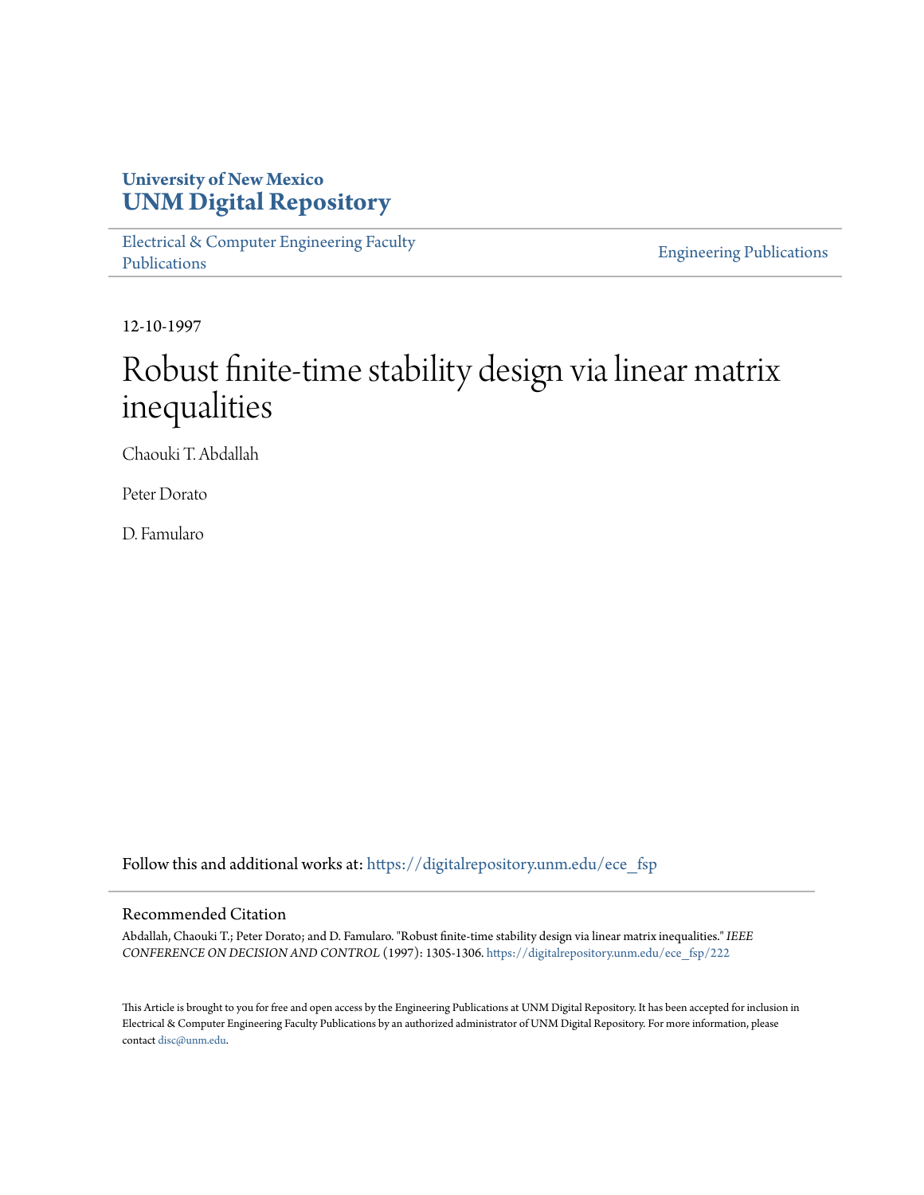University of New Mexico
**UNM Digital Repository**

Electrical & Computer Engineering Faculty Publications

Engineering Publications

12-10-1997

# Robust finite-time stability design via linear matrix inequalities

Chaouki T. Abdallah

Peter Dorato

D. Famularo

Follow this and additional works at: https://digitalrepository.unm.edu/ece_fsp

## Recommended Citation

Abdallah, Chaouki T.; Peter Dorato; and D. Famularo. "Robust finite-time stability design via linear matrix inequalities." *IEEE CONFERENCE ON DECISION AND CONTROL* (1997): 1305-1306. https://digitalrepository.unm.edu/ece_fsp/222

This Article is brought to you for free and open access by the Engineering Publications at UNM Digital Repository. It has been accepted for inclusion in Electrical & Computer Engineering Faculty Publications by an authorized administrator of UNM Digital Repository. For more information, please contact disc@unm.edu.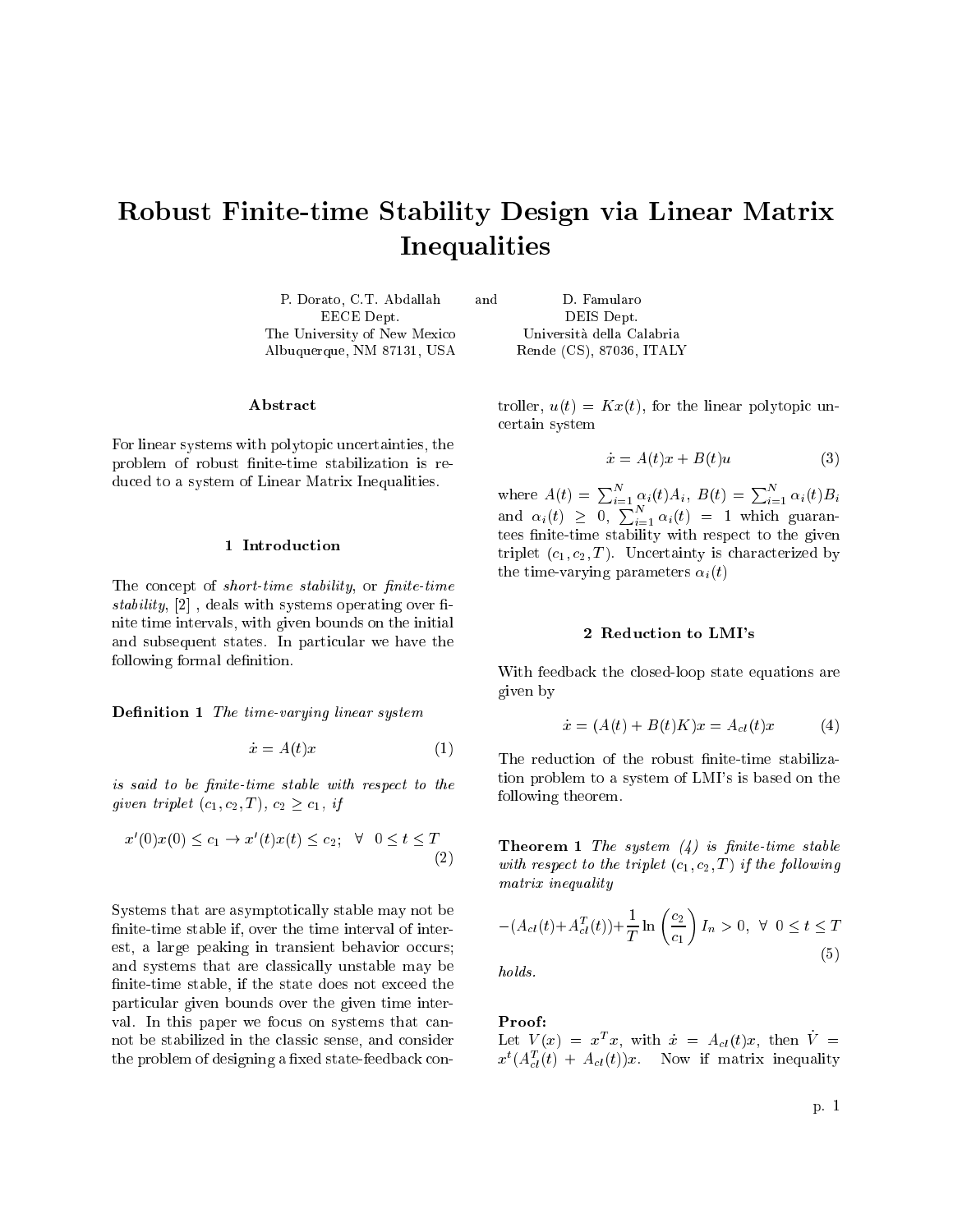# Robust Finite-time Stability Design via Linear Matrix Inequalities

P. Dorato, C.T. Abdallah
EECE Dept.
The University of New Mexico
Albuquerque, NM 87131, USA

and

D. Famularo
DEIS Dept.
Università della Calabria
Rende (CS), 87036, ITALY

### Abstract

For linear systems with polytopic uncertainties, the problem of robust finite-time stabilization is reduced to a system of Linear Matrix Inequalities.

## 1 Introduction

The concept of *short-time stability*, or *finite-time stability*, [2] , deals with systems operating over finite time intervals, with given bounds on the initial and subsequent states. In particular we have the following formal definition.

**Definition 1** *The time-varying linear system*

$$\dot{x} = A(t)x \tag{1}$$

*is said to be finite-time stable with respect to the given triplet $(c_1, c_2, T)$, $c_2 \geq c_1$, if*

$$x'(0)x(0) \leq c_1 \rightarrow x'(t)x(t) \leq c_2; \quad \forall \quad 0 \leq t \leq T \tag{2}$$

Systems that are asymptotically stable may not be finite-time stable if, over the time interval of interest, a large peaking in transient behavior occurs; and systems that are classically unstable may be finite-time stable, if the state does not exceed the particular given bounds over the given time interval. In this paper we focus on systems that cannot be stabilized in the classic sense, and consider the problem of designing a fixed state-feedback controller, $u(t) = Kx(t)$, for the linear polytopic uncertain system

$$\dot{x} = A(t)x + B(t)u \tag{3}$$

where $A(t) = \sum_{i=1}^{N} \alpha_i(t) A_i$, $B(t) = \sum_{i=1}^{N} \alpha_i(t) B_i$ and $\alpha_i(t) \geq 0$, $\sum_{i=1}^{N} \alpha_i(t) = 1$ which guarantees finite-time stability with respect to the given triplet $(c_1, c_2, T)$. Uncertainty is characterized by the time-varying parameters $\alpha_i(t)$

## 2 Reduction to LMI's

With feedback the closed-loop state equations are given by

$$\dot{x} = (A(t) + B(t)K)x = A_{cl}(t)x \tag{4}$$

The reduction of the robust finite-time stabilization problem to a system of LMI's is based on the following theorem.

**Theorem 1** *The system (4) is finite-time stable with respect to the triplet $(c_1, c_2, T)$ if the following matrix inequality*

$$-(A_{cl}(t) + A_{cl}^T(t)) + \frac{1}{T} \ln\left(\frac{c_2}{c_1}\right) I_n > 0, \ \forall \ 0 \leq t \leq T \tag{5}$$

*holds.*

**Proof:**
Let $V(x) = x^T x$, with $\dot{x} = A_{cl}(t)x$, then $\dot{V} = x^t(A_{cl}^T(t) + A_{cl}(t))x$. Now if matrix inequality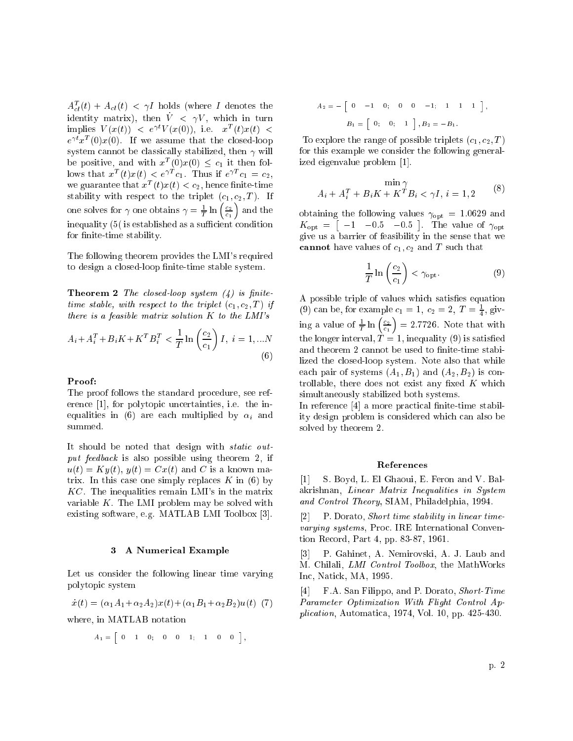$A_{cl}^T(t) + A_{cl}(t) < \gamma I$ holds (where $I$ denotes the identity matrix), then $\dot{V} < \gamma V$, which in turn implies $V(x(t)) < e^{\gamma t} V(x(0))$, i.e. $x^T(t)x(t) < e^{\gamma t} x^T(0)x(0)$. If we assume that the closed-loop system cannot be classically stabilized, then $\gamma$ will be positive, and with $x^T(0)x(0) \leq c_1$ it then follows that $x^T(t)x(t) < e^{\gamma T} c_1$. Thus if $e^{\gamma T} c_1 = c_2$, we guarantee that $x^T(t)x(t) < c_2$, hence finite-time stability with respect to the triplet $(c_1, c_2, T)$. If one solves for $\gamma$ one obtains $\gamma = \frac{1}{T} \ln\left(\frac{c_2}{c_1}\right)$ and the inequality (5( is established as a sufficient condition for finite-time stability.

The following theorem provides the LMI's required to design a closed-loop finite-time stable system.

**Theorem 2** *The closed-loop system (4) is finite-time stable, with respect to the triplet $(c_1, c_2, T)$ if there is a feasible matrix solution $K$ to the LMI's*

$$A_i + A_i^T + B_i K + K^T B_i^T < \frac{1}{T} \ln\left(\frac{c_2}{c_1}\right) I, \; i = 1, \ldots N \tag{6}$$

**Proof:**
The proof follows the standard procedure, see reference [1], for polytopic uncertainties, i.e. the inequalities in (6) are each multiplied by $\alpha_i$ and summed.

It should be noted that design with *static output feedback* is also possible using theorem 2, if $u(t) = Ky(t)$, $y(t) = Cx(t)$ and $C$ is a known matrix. In this case one simply replaces $K$ in (6) by $KC$. The inequalities remain LMI's in the matrix variable $K$. The LMI problem may be solved with existing software, e.g. MATLAB LMI Toolbox [3].

## 3 A Numerical Example

Let us consider the following linear time varying polytopic system

$$\dot{x}(t) = (\alpha_1 A_1 + \alpha_2 A_2)x(t) + (\alpha_1 B_1 + \alpha_2 B_2)u(t) \tag{7}$$

where, in MATLAB notation

$$A_1 = \begin{bmatrix} 0 & 1 & 0; & 0 & 0 & 1; & 1 & 0 & 0 \end{bmatrix},$$

$$A_2 = -\begin{bmatrix} 0 & -1 & 0; & 0 & 0 & -1; & 1 & 1 & 1 \end{bmatrix},$$

$$B_1 = \begin{bmatrix} 0; & 0; & 1 \end{bmatrix}, B_2 = -B_1.$$

To explore the range of possible triplets $(c_1, c_2, T)$ for this example we consider the following generalized eigenvalue problem [1].

$$\begin{gathered} \min \gamma \\ A_i + A_i^T + B_i K + K^T B_i < \gamma I, \; i = 1, 2 \end{gathered} \tag{8}$$

obtaining the following values $\gamma_{\text{opt}} = 1.0629$ and $K_{\text{opt}} = \begin{bmatrix} -1 & -0.5 & -0.5 \end{bmatrix}$. The value of $\gamma_{\text{opt}}$ give us a barrier of feasibility in the sense that we **cannot** have values of $c_1, c_2$ and $T$ such that

$$\frac{1}{T} \ln\left(\frac{c_2}{c_1}\right) < \gamma_{\text{opt}}. \tag{9}$$

A possible triple of values which satisfies equation (9) can be, for example $c_1 = 1$, $c_2 = 2$, $T = \frac{1}{4}$, giving a value of $\frac{1}{T} \ln\left(\frac{c_2}{c_1}\right) = 2.7726$. Note that with the longer interval, $T = 1$, inequality (9) is satisfied and theorem 2 cannot be used to finite-time stabilized the closed-loop system. Note also that while each pair of systems $(A_1, B_1)$ and $(A_2, B_2)$ is controllable, there does not exist any fixed $K$ which simultaneously stabilized both systems.
In reference [4] a more practical finite-time stability design problem is considered which can also be solved by theorem 2.

## References

[1] S. Boyd, L. El Ghaoui, E. Feron and V. Balakrishnan, *Linear Matrix Inequalities in System and Control Theory*, SIAM, Philadelphia, 1994.

[2] P. Dorato, *Short time stability in linear time-varying systems*, Proc. IRE International Convention Record, Part 4, pp. 83-87, 1961.

[3] P. Gahinet, A. Nemirovski, A. J. Laub and M. Chilali, *LMI Control Toolbox*, the MathWorks Inc, Natick, MA, 1995.

[4] F.A. San Filippo, and P. Dorato, *Short-Time Parameter Optimization With Flight Control Application*, Automatica, 1974, Vol. 10, pp. 425-430.